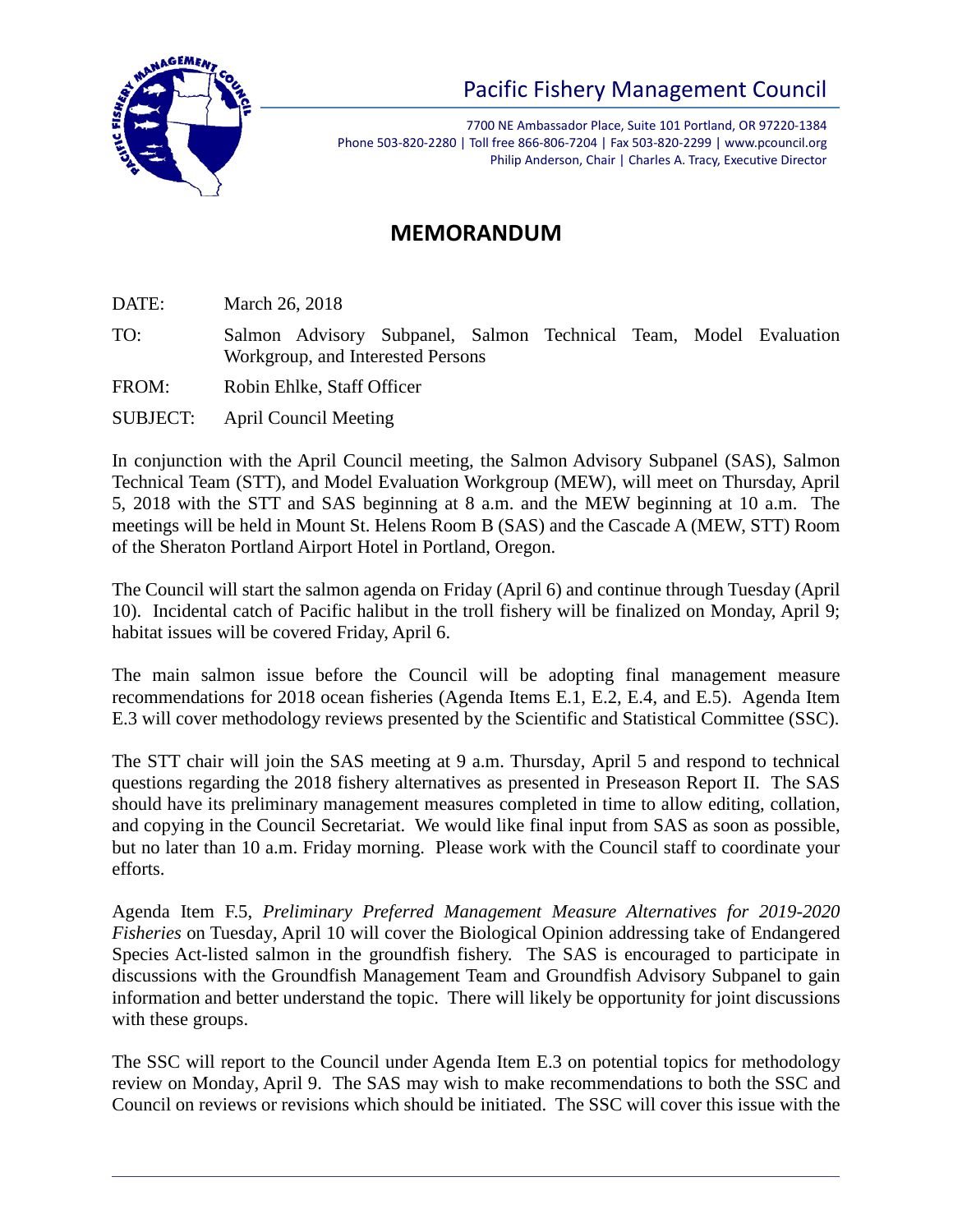# Pacific Fishery Management Council

7700 NE Ambassador Place, Suite 101 Portland, OR 97220-1384
Phone 503-820-2280 | Toll free 866-806-7204 | Fax 503-820-2299 | www.pcouncil.org
Philip Anderson, Chair | Charles A. Tracy, Executive Director

## MEMORANDUM

DATE: March 26, 2018

TO: Salmon Advisory Subpanel, Salmon Technical Team, Model Evaluation Workgroup, and Interested Persons

FROM: Robin Ehlke, Staff Officer

SUBJECT: April Council Meeting

In conjunction with the April Council meeting, the Salmon Advisory Subpanel (SAS), Salmon Technical Team (STT), and Model Evaluation Workgroup (MEW), will meet on Thursday, April 5, 2018 with the STT and SAS beginning at 8 a.m. and the MEW beginning at 10 a.m. The meetings will be held in Mount St. Helens Room B (SAS) and the Cascade A (MEW, STT) Room of the Sheraton Portland Airport Hotel in Portland, Oregon.

The Council will start the salmon agenda on Friday (April 6) and continue through Tuesday (April 10). Incidental catch of Pacific halibut in the troll fishery will be finalized on Monday, April 9; habitat issues will be covered Friday, April 6.

The main salmon issue before the Council will be adopting final management measure recommendations for 2018 ocean fisheries (Agenda Items E.1, E.2, E.4, and E.5). Agenda Item E.3 will cover methodology reviews presented by the Scientific and Statistical Committee (SSC).

The STT chair will join the SAS meeting at 9 a.m. Thursday, April 5 and respond to technical questions regarding the 2018 fishery alternatives as presented in Preseason Report II. The SAS should have its preliminary management measures completed in time to allow editing, collation, and copying in the Council Secretariat. We would like final input from SAS as soon as possible, but no later than 10 a.m. Friday morning. Please work with the Council staff to coordinate your efforts.

Agenda Item F.5, *Preliminary Preferred Management Measure Alternatives for 2019-2020 Fisheries* on Tuesday, April 10 will cover the Biological Opinion addressing take of Endangered Species Act-listed salmon in the groundfish fishery. The SAS is encouraged to participate in discussions with the Groundfish Management Team and Groundfish Advisory Subpanel to gain information and better understand the topic. There will likely be opportunity for joint discussions with these groups.

The SSC will report to the Council under Agenda Item E.3 on potential topics for methodology review on Monday, April 9. The SAS may wish to make recommendations to both the SSC and Council on reviews or revisions which should be initiated. The SSC will cover this issue with the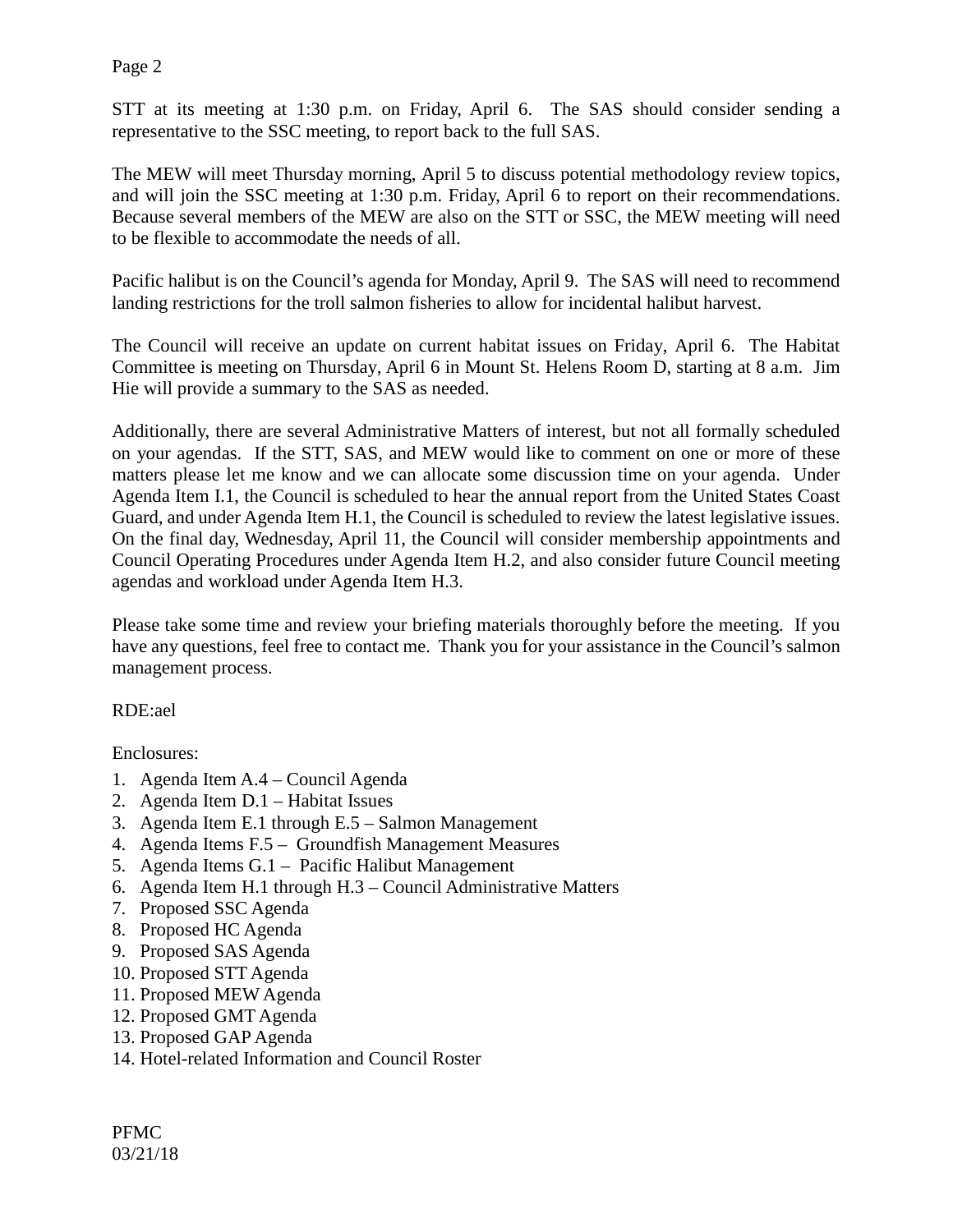STT at its meeting at 1:30 p.m. on Friday, April 6. The SAS should consider sending a representative to the SSC meeting, to report back to the full SAS.

The MEW will meet Thursday morning, April 5 to discuss potential methodology review topics, and will join the SSC meeting at 1:30 p.m. Friday, April 6 to report on their recommendations. Because several members of the MEW are also on the STT or SSC, the MEW meeting will need to be flexible to accommodate the needs of all.

Pacific halibut is on the Council's agenda for Monday, April 9. The SAS will need to recommend landing restrictions for the troll salmon fisheries to allow for incidental halibut harvest.

The Council will receive an update on current habitat issues on Friday, April 6. The Habitat Committee is meeting on Thursday, April 6 in Mount St. Helens Room D, starting at 8 a.m. Jim Hie will provide a summary to the SAS as needed.

Additionally, there are several Administrative Matters of interest, but not all formally scheduled on your agendas. If the STT, SAS, and MEW would like to comment on one or more of these matters please let me know and we can allocate some discussion time on your agenda. Under Agenda Item I.1, the Council is scheduled to hear the annual report from the United States Coast Guard, and under Agenda Item H.1, the Council is scheduled to review the latest legislative issues. On the final day, Wednesday, April 11, the Council will consider membership appointments and Council Operating Procedures under Agenda Item H.2, and also consider future Council meeting agendas and workload under Agenda Item H.3.

Please take some time and review your briefing materials thoroughly before the meeting. If you have any questions, feel free to contact me. Thank you for your assistance in the Council's salmon management process.

RDE:ael

Enclosures:

1. Agenda Item A.4 – Council Agenda
2. Agenda Item D.1 – Habitat Issues
3. Agenda Item E.1 through E.5 – Salmon Management
4. Agenda Items F.5 – Groundfish Management Measures
5. Agenda Items G.1 – Pacific Halibut Management
6. Agenda Item H.1 through H.3 – Council Administrative Matters
7. Proposed SSC Agenda
8. Proposed HC Agenda
9. Proposed SAS Agenda
10. Proposed STT Agenda
11. Proposed MEW Agenda
12. Proposed GMT Agenda
13. Proposed GAP Agenda
14. Hotel-related Information and Council Roster

PFMC
03/21/18